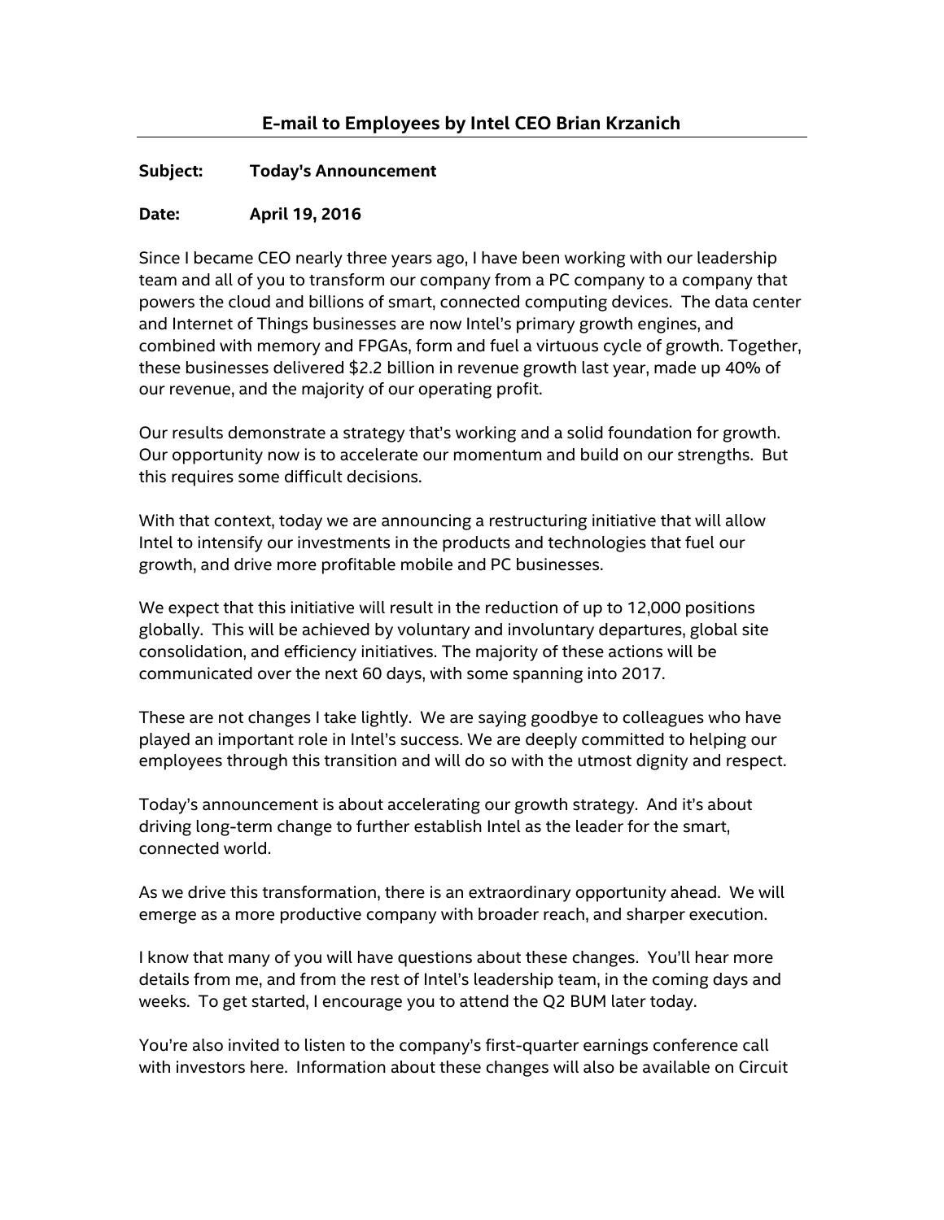## E-mail to Employees by Intel CEO Brian Krzanich

**Subject:** **Today's Announcement**

**Date:** **April 19, 2016**

Since I became CEO nearly three years ago, I have been working with our leadership team and all of you to transform our company from a PC company to a company that powers the cloud and billions of smart, connected computing devices. The data center and Internet of Things businesses are now Intel's primary growth engines, and combined with memory and FPGAs, form and fuel a virtuous cycle of growth. Together, these businesses delivered $2.2 billion in revenue growth last year, made up 40% of our revenue, and the majority of our operating profit.

Our results demonstrate a strategy that's working and a solid foundation for growth. Our opportunity now is to accelerate our momentum and build on our strengths. But this requires some difficult decisions.

With that context, today we are announcing a restructuring initiative that will allow Intel to intensify our investments in the products and technologies that fuel our growth, and drive more profitable mobile and PC businesses.

We expect that this initiative will result in the reduction of up to 12,000 positions globally. This will be achieved by voluntary and involuntary departures, global site consolidation, and efficiency initiatives. The majority of these actions will be communicated over the next 60 days, with some spanning into 2017.

These are not changes I take lightly. We are saying goodbye to colleagues who have played an important role in Intel's success. We are deeply committed to helping our employees through this transition and will do so with the utmost dignity and respect.

Today's announcement is about accelerating our growth strategy. And it's about driving long-term change to further establish Intel as the leader for the smart, connected world.

As we drive this transformation, there is an extraordinary opportunity ahead. We will emerge as a more productive company with broader reach, and sharper execution.

I know that many of you will have questions about these changes. You'll hear more details from me, and from the rest of Intel's leadership team, in the coming days and weeks. To get started, I encourage you to attend the Q2 BUM later today.

You're also invited to listen to the company's first-quarter earnings conference call with investors here. Information about these changes will also be available on Circuit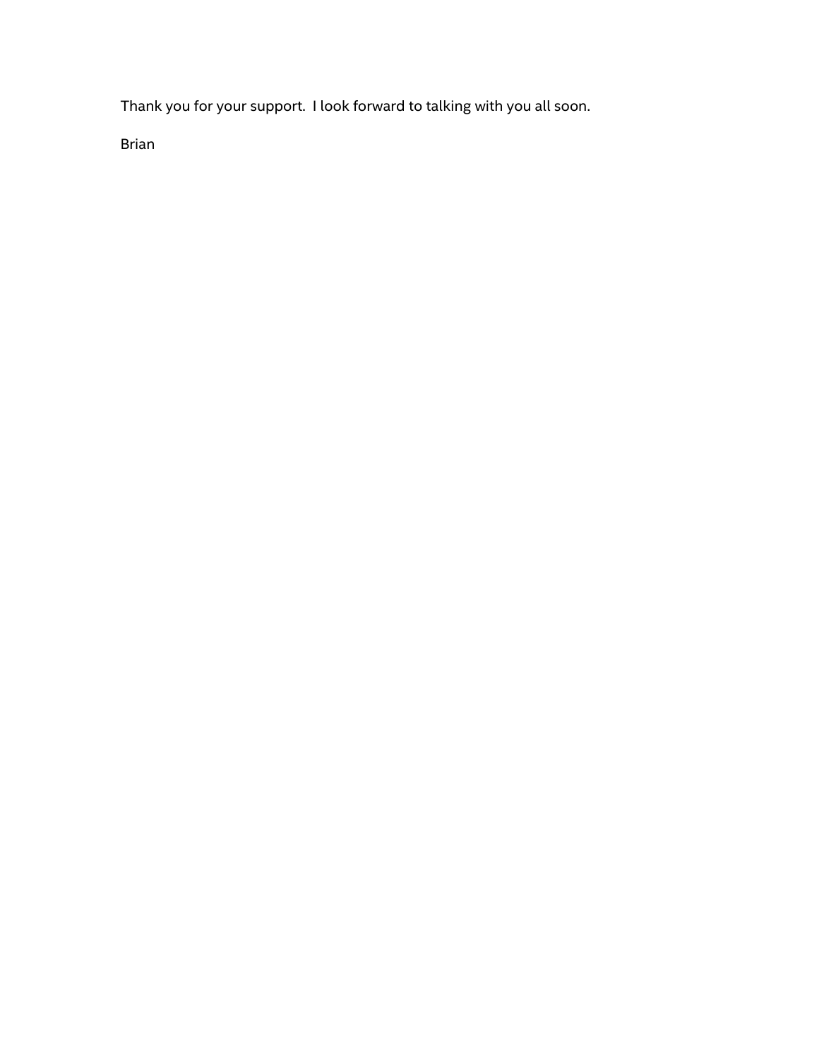Thank you for your support.  I look forward to talking with you all soon.

Brian